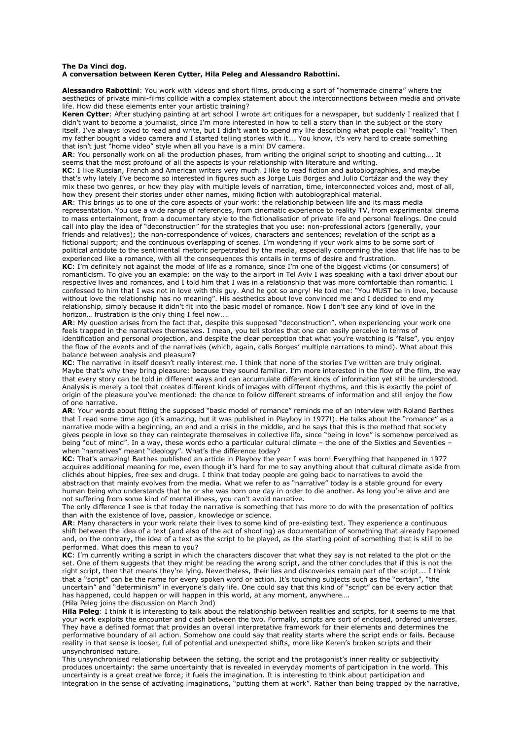**The Da Vinci dog.**
**A conversation between Keren Cytter, Hila Peleg and Alessandro Rabottini.**

**Alessandro Rabottini**: You work with videos and short films, producing a sort of "homemade cinema" where the aesthetics of private mini-films collide with a complex statement about the interconnections between media and private life. How did these elements enter your artistic training?

**Keren Cytter**: After studying painting at art school I wrote art critiques for a newspaper, but suddenly I realized that I didn't want to become a journalist, since I'm more interested in how to tell a story than in the subject or the story itself. I've always loved to read and write, but I didn't want to spend my life describing what people call "reality". Then my father bought a video camera and I started telling stories with it…. You know, it's very hard to create something that isn't just "home video" style when all you have is a mini DV camera.

**AR**: You personally work on all the production phases, from writing the original script to shooting and cutting…. It seems that the most profound of all the aspects is your relationship with literature and writing.

**KC**: I like Russian, French and American writers very much. I like to read fiction and autobiographies, and maybe that's why lately I've become so interested in figures such as Jorge Luis Borges and Julio Cortázar and the way they mix these two genres, or how they play with multiple levels of narration, time, interconnected voices and, most of all, how they present their stories under other names, mixing fiction with autobiographical material.

**AR**: This brings us to one of the core aspects of your work: the relationship between life and its mass media representation. You use a wide range of references, from cinematic experience to reality TV, from experimental cinema to mass entertainment, from a documentary style to the fictionalisation of private life and personal feelings. One could call into play the idea of "deconstruction" for the strategies that you use: non-professional actors (generally, your friends and relatives); the non-correspondence of voices, characters and sentences; revelation of the script as a fictional support; and the continuous overlapping of scenes. I'm wondering if your work aims to be some sort of political antidote to the sentimental rhetoric perpetrated by the media, especially concerning the idea that life has to be experienced like a romance, with all the consequences this entails in terms of desire and frustration.

**KC**: I'm definitely not against the model of life as a romance, since I'm one of the biggest victims (or consumers) of romanticism. To give you an example: on the way to the airport in Tel Aviv I was speaking with a taxi driver about our respective lives and romances, and I told him that I was in a relationship that was more comfortable than romantic. I confessed to him that I was not in love with this guy. And he got so angry! He told me: "You MUST be in love, because without love the relationship has no meaning". His aesthetics about love convinced me and I decided to end my relationship, simply because it didn't fit into the basic model of romance. Now I don't see any kind of love in the horizon… frustration is the only thing I feel now….

**AR**: My question arises from the fact that, despite this supposed "deconstruction", when experiencing your work one feels trapped in the narratives themselves. I mean, you tell stories that one can easily perceive in terms of identification and personal projection, and despite the clear perception that what you're watching is "false", you enjoy the flow of the events and of the narratives (which, again, calls Borges' multiple narrations to mind). What about this balance between analysis and pleasure?

**KC**: The narrative in itself doesn't really interest me. I think that none of the stories I've written are truly original. Maybe that's why they bring pleasure: because they sound familiar. I'm more interested in the flow of the film, the way that every story can be told in different ways and can accumulate different kinds of information yet still be understood. Analysis is merely a tool that creates different kinds of images with different rhythms, and this is exactly the point of origin of the pleasure you've mentioned: the chance to follow different streams of information and still enjoy the flow of one narrative.

**AR**: Your words about fitting the supposed "basic model of romance" reminds me of an interview with Roland Barthes that I read some time ago (it's amazing, but it was published in Playboy in 1977!). He talks about the "romance" as a narrative mode with a beginning, an end and a crisis in the middle, and he says that this is the method that society gives people in love so they can reintegrate themselves in collective life, since "being in love" is somehow perceived as being "out of mind". In a way, these words echo a particular cultural climate – the one of the Sixties and Seventies – when "narratives" meant "ideology". What's the difference today?

**KC**: That's amazing! Barthes published an article in Playboy the year I was born! Everything that happened in 1977 acquires additional meaning for me, even though it's hard for me to say anything about that cultural climate aside from clichés about hippies, free sex and drugs. I think that today people are going back to narratives to avoid the abstraction that mainly evolves from the media. What we refer to as "narrative" today is a stable ground for every human being who understands that he or she was born one day in order to die another. As long you're alive and are not suffering from some kind of mental illness, you can't avoid narrative.

The only difference I see is that today the narrative is something that has more to do with the presentation of politics than with the existence of love, passion, knowledge or science.

**AR**: Many characters in your work relate their lives to some kind of pre-existing text. They experience a continuous shift between the idea of a text (and also of the act of shooting) as documentation of something that already happened and, on the contrary, the idea of a text as the script to be played, as the starting point of something that is still to be performed. What does this mean to you?

**KC**: I'm currently writing a script in which the characters discover that what they say is not related to the plot or the set. One of them suggests that they might be reading the wrong script, and the other concludes that if this is not the right script, then that means they're lying. Nevertheless, their lies and discoveries remain part of the script…. I think that a "script" can be the name for every spoken word or action. It's touching subjects such as the "certain", "the uncertain" and "determinism" in everyone's daily life. One could say that this kind of "script" can be every action that has happened, could happen or will happen in this world, at any moment, anywhere….

(Hila Peleg joins the discussion on March 2nd)

**Hila Peleg**: I think it is interesting to talk about the relationship between realities and scripts, for it seems to me that your work exploits the encounter and clash between the two. Formally, scripts are sort of enclosed, ordered universes. They have a defined format that provides an overall interpretative framework for their elements and determines the performative boundary of all action. Somehow one could say that reality starts where the script ends or fails. Because reality in that sense is looser, full of potential and unexpected shifts, more like Keren's broken scripts and their unsynchronised nature.

This unsynchronised relationship between the setting, the script and the protagonist's inner reality or subjectivity produces uncertainty: the same uncertainty that is revealed in everyday moments of participation in the world. This uncertainty is a great creative force; it fuels the imagination. It is interesting to think about participation and integration in the sense of activating imaginations, "putting them at work". Rather than being trapped by the narrative,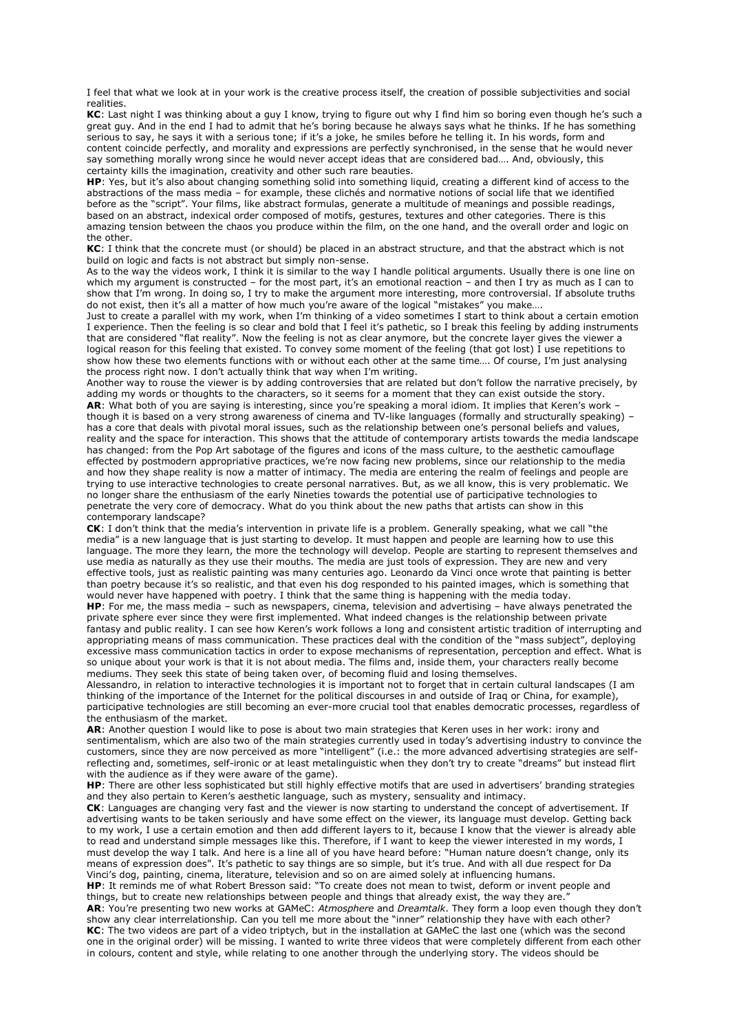I feel that what we look at in your work is the creative process itself, the creation of possible subjectivities and social realities.

**KC**: Last night I was thinking about a guy I know, trying to figure out why I find him so boring even though he's such a great guy. And in the end I had to admit that he's boring because he always says what he thinks. If he has something serious to say, he says it with a serious tone; if it's a joke, he smiles before he telling it. In his words, form and content coincide perfectly, and morality and expressions are perfectly synchronised, in the sense that he would never say something morally wrong since he would never accept ideas that are considered bad…. And, obviously, this certainty kills the imagination, creativity and other such rare beauties.

**HP**: Yes, but it's also about changing something solid into something liquid, creating a different kind of access to the abstractions of the mass media – for example, these clichés and normative notions of social life that we identified before as the "script". Your films, like abstract formulas, generate a multitude of meanings and possible readings, based on an abstract, indexical order composed of motifs, gestures, textures and other categories. There is this amazing tension between the chaos you produce within the film, on the one hand, and the overall order and logic on the other.

**KC**: I think that the concrete must (or should) be placed in an abstract structure, and that the abstract which is not build on logic and facts is not abstract but simply non-sense.

As to the way the videos work, I think it is similar to the way I handle political arguments. Usually there is one line on which my argument is constructed – for the most part, it's an emotional reaction – and then I try as much as I can to show that I'm wrong. In doing so, I try to make the argument more interesting, more controversial. If absolute truths do not exist, then it's all a matter of how much you're aware of the logical "mistakes" you make….

Just to create a parallel with my work, when I'm thinking of a video sometimes I start to think about a certain emotion I experience. Then the feeling is so clear and bold that I feel it's pathetic, so I break this feeling by adding instruments that are considered "flat reality". Now the feeling is not as clear anymore, but the concrete layer gives the viewer a logical reason for this feeling that existed. To convey some moment of the feeling (that got lost) I use repetitions to show how these two elements functions with or without each other at the same time…. Of course, I'm just analysing the process right now. I don't actually think that way when I'm writing.

Another way to rouse the viewer is by adding controversies that are related but don't follow the narrative precisely, by adding my words or thoughts to the characters, so it seems for a moment that they can exist outside the story.

**AR**: What both of you are saying is interesting, since you're speaking a moral idiom. It implies that Keren's work – though it is based on a very strong awareness of cinema and TV-like languages (formally and structurally speaking) – has a core that deals with pivotal moral issues, such as the relationship between one's personal beliefs and values, reality and the space for interaction. This shows that the attitude of contemporary artists towards the media landscape has changed: from the Pop Art sabotage of the figures and icons of the mass culture, to the aesthetic camouflage effected by postmodern appropriative practices, we're now facing new problems, since our relationship to the media and how they shape reality is now a matter of intimacy. The media are entering the realm of feelings and people are trying to use interactive technologies to create personal narratives. But, as we all know, this is very problematic. We no longer share the enthusiasm of the early Nineties towards the potential use of participative technologies to penetrate the very core of democracy. What do you think about the new paths that artists can show in this contemporary landscape?

**CK**: I don't think that the media's intervention in private life is a problem. Generally speaking, what we call "the media" is a new language that is just starting to develop. It must happen and people are learning how to use this language. The more they learn, the more the technology will develop. People are starting to represent themselves and use media as naturally as they use their mouths. The media are just tools of expression. They are new and very effective tools, just as realistic painting was many centuries ago. Leonardo da Vinci once wrote that painting is better than poetry because it's so realistic, and that even his dog responded to his painted images, which is something that would never have happened with poetry. I think that the same thing is happening with the media today.

**HP**: For me, the mass media – such as newspapers, cinema, television and advertising – have always penetrated the private sphere ever since they were first implemented. What indeed changes is the relationship between private fantasy and public reality. I can see how Keren's work follows a long and consistent artistic tradition of interrupting and appropriating means of mass communication. These practices deal with the condition of the "mass subject", deploying excessive mass communication tactics in order to expose mechanisms of representation, perception and effect. What is so unique about your work is that it is not about media. The films and, inside them, your characters really become mediums. They seek this state of being taken over, of becoming fluid and losing themselves.

Alessandro, in relation to interactive technologies it is important not to forget that in certain cultural landscapes (I am thinking of the importance of the Internet for the political discourses in and outside of Iraq or China, for example), participative technologies are still becoming an ever-more crucial tool that enables democratic processes, regardless of the enthusiasm of the market.

**AR**: Another question I would like to pose is about two main strategies that Keren uses in her work: irony and sentimentalism, which are also two of the main strategies currently used in today's advertising industry to convince the customers, since they are now perceived as more "intelligent" (i.e.: the more advanced advertising strategies are self-reflecting and, sometimes, self-ironic or at least metalinguistic when they don't try to create "dreams" but instead flirt with the audience as if they were aware of the game).

**HP**: There are other less sophisticated but still highly effective motifs that are used in advertisers' branding strategies and they also pertain to Keren's aesthetic language, such as mystery, sensuality and intimacy.

**CK**: Languages are changing very fast and the viewer is now starting to understand the concept of advertisement. If advertising wants to be taken seriously and have some effect on the viewer, its language must develop. Getting back to my work, I use a certain emotion and then add different layers to it, because I know that the viewer is already able to read and understand simple messages like this. Therefore, if I want to keep the viewer interested in my words, I must develop the way I talk. And here is a line all of you have heard before: "Human nature doesn't change, only its means of expression does". It's pathetic to say things are so simple, but it's true. And with all due respect for Da Vinci's dog, painting, cinema, literature, television and so on are aimed solely at influencing humans.

**HP**: It reminds me of what Robert Bresson said: "To create does not mean to twist, deform or invent people and things, but to create new relationships between people and things that already exist, the way they are."

**AR**: You're presenting two new works at GAMeC: *Atmosphere* and *Dreamtalk*. They form a loop even though they don't show any clear interrelationship. Can you tell me more about the "inner" relationship they have with each other?

**KC**: The two videos are part of a video triptych, but in the installation at GAMeC the last one (which was the second one in the original order) will be missing. I wanted to write three videos that were completely different from each other in colours, content and style, while relating to one another through the underlying story. The videos should be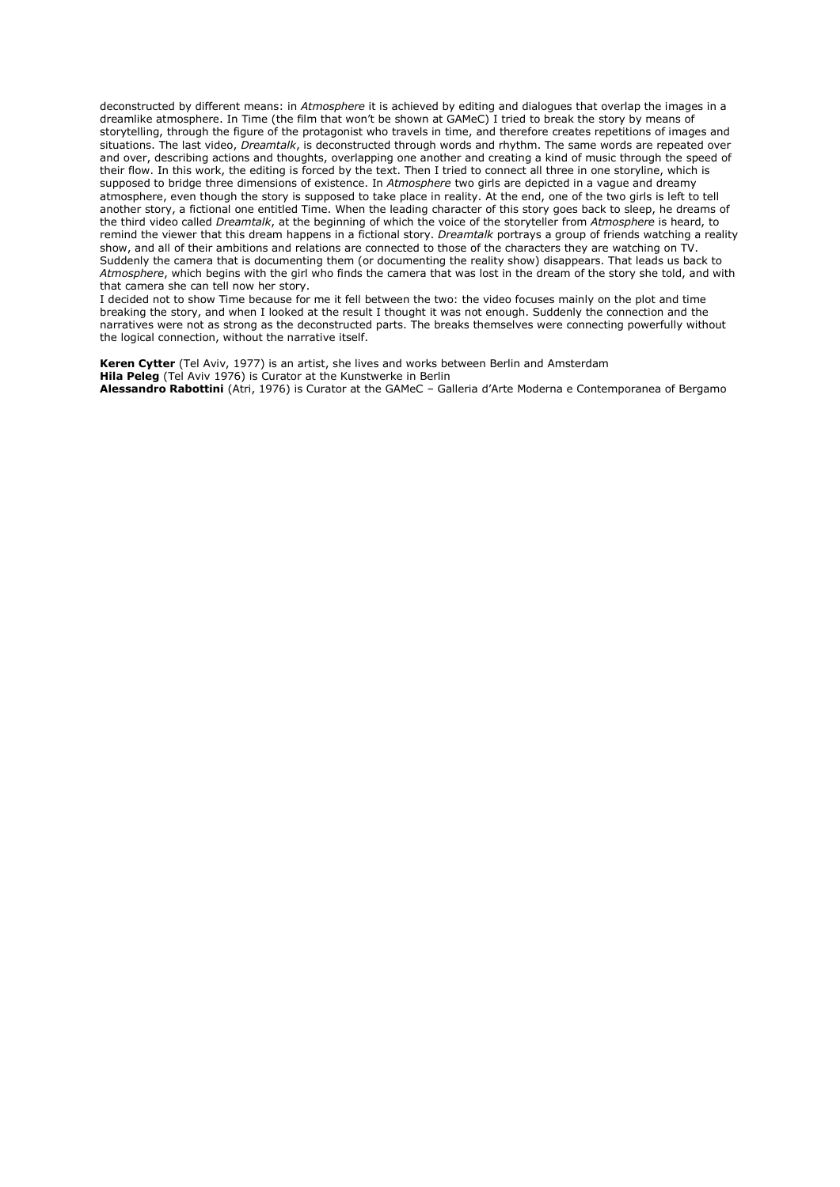deconstructed by different means: in *Atmosphere* it is achieved by editing and dialogues that overlap the images in a dreamlike atmosphere. In Time (the film that won't be shown at GAMeC) I tried to break the story by means of storytelling, through the figure of the protagonist who travels in time, and therefore creates repetitions of images and situations. The last video, *Dreamtalk*, is deconstructed through words and rhythm. The same words are repeated over and over, describing actions and thoughts, overlapping one another and creating a kind of music through the speed of their flow. In this work, the editing is forced by the text. Then I tried to connect all three in one storyline, which is supposed to bridge three dimensions of existence. In *Atmosphere* two girls are depicted in a vague and dreamy atmosphere, even though the story is supposed to take place in reality. At the end, one of the two girls is left to tell another story, a fictional one entitled Time. When the leading character of this story goes back to sleep, he dreams of the third video called *Dreamtalk*, at the beginning of which the voice of the storyteller from *Atmosphere* is heard, to remind the viewer that this dream happens in a fictional story. *Dreamtalk* portrays a group of friends watching a reality show, and all of their ambitions and relations are connected to those of the characters they are watching on TV. Suddenly the camera that is documenting them (or documenting the reality show) disappears. That leads us back to *Atmosphere*, which begins with the girl who finds the camera that was lost in the dream of the story she told, and with that camera she can tell now her story.
I decided not to show Time because for me it fell between the two: the video focuses mainly on the plot and time breaking the story, and when I looked at the result I thought it was not enough. Suddenly the connection and the narratives were not as strong as the deconstructed parts. The breaks themselves were connecting powerfully without the logical connection, without the narrative itself.

**Keren Cytter** (Tel Aviv, 1977) is an artist, she lives and works between Berlin and Amsterdam
**Hila Peleg** (Tel Aviv 1976) is Curator at the Kunstwerke in Berlin
**Alessandro Rabottini** (Atri, 1976) is Curator at the GAMeC – Galleria d'Arte Moderna e Contemporanea of Bergamo